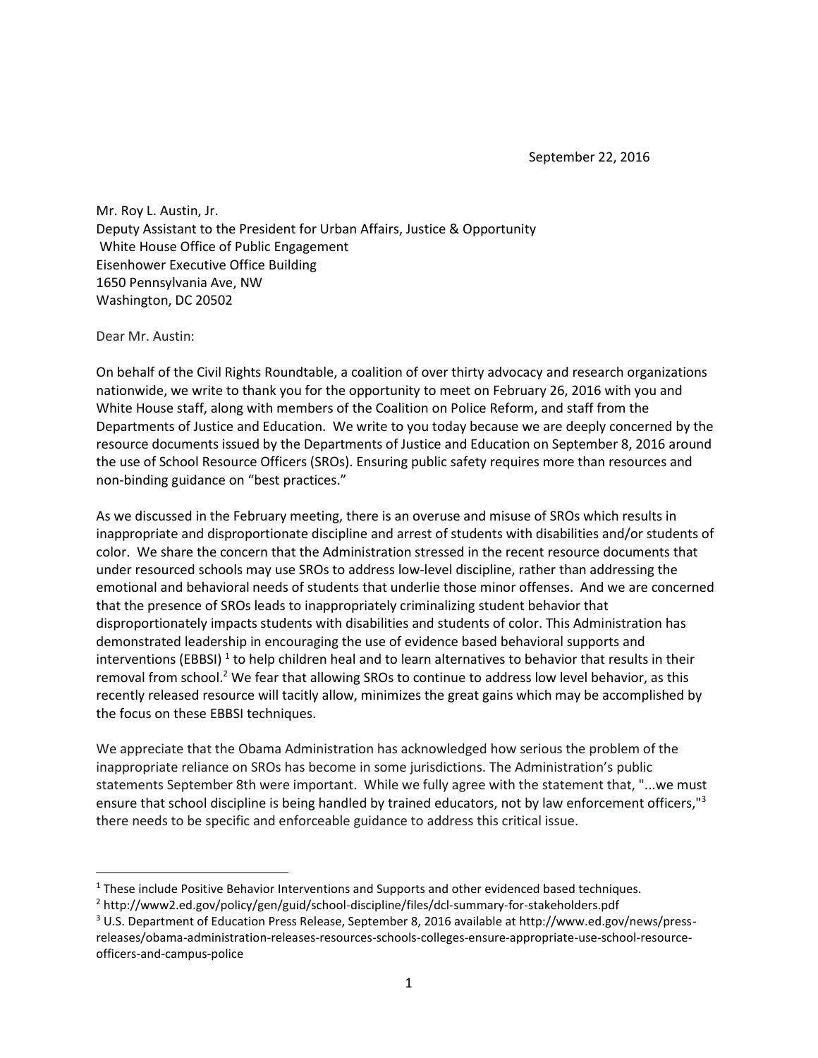September 22, 2016

Mr. Roy L. Austin, Jr.
Deputy Assistant to the President for Urban Affairs, Justice & Opportunity
White House Office of Public Engagement
Eisenhower Executive Office Building
1650 Pennsylvania Ave, NW
Washington, DC 20502

Dear Mr. Austin:

On behalf of the Civil Rights Roundtable, a coalition of over thirty advocacy and research organizations nationwide, we write to thank you for the opportunity to meet on February 26, 2016 with you and White House staff, along with members of the Coalition on Police Reform, and staff from the Departments of Justice and Education. We write to you today because we are deeply concerned by the resource documents issued by the Departments of Justice and Education on September 8, 2016 around the use of School Resource Officers (SROs). Ensuring public safety requires more than resources and non-binding guidance on "best practices."

As we discussed in the February meeting, there is an overuse and misuse of SROs which results in inappropriate and disproportionate discipline and arrest of students with disabilities and/or students of color. We share the concern that the Administration stressed in the recent resource documents that under resourced schools may use SROs to address low-level discipline, rather than addressing the emotional and behavioral needs of students that underlie those minor offenses. And we are concerned that the presence of SROs leads to inappropriately criminalizing student behavior that disproportionately impacts students with disabilities and students of color. This Administration has demonstrated leadership in encouraging the use of evidence based behavioral supports and interventions (EBBSI) [1] to help children heal and to learn alternatives to behavior that results in their removal from school.[2] We fear that allowing SROs to continue to address low level behavior, as this recently released resource will tacitly allow, minimizes the great gains which may be accomplished by the focus on these EBBSI techniques.

We appreciate that the Obama Administration has acknowledged how serious the problem of the inappropriate reliance on SROs has become in some jurisdictions. The Administration's public statements September 8th were important. While we fully agree with the statement that, "...we must ensure that school discipline is being handled by trained educators, not by law enforcement officers,"[3] there needs to be specific and enforceable guidance to address this critical issue.

---

[1] These include Positive Behavior Interventions and Supports and other evidenced based techniques.

[2] http://www2.ed.gov/policy/gen/guid/school-discipline/files/dcl-summary-for-stakeholders.pdf

[3] U.S. Department of Education Press Release, September 8, 2016 available at http://www.ed.gov/news/press-releases/obama-administration-releases-resources-schools-colleges-ensure-appropriate-use-school-resource-officers-and-campus-police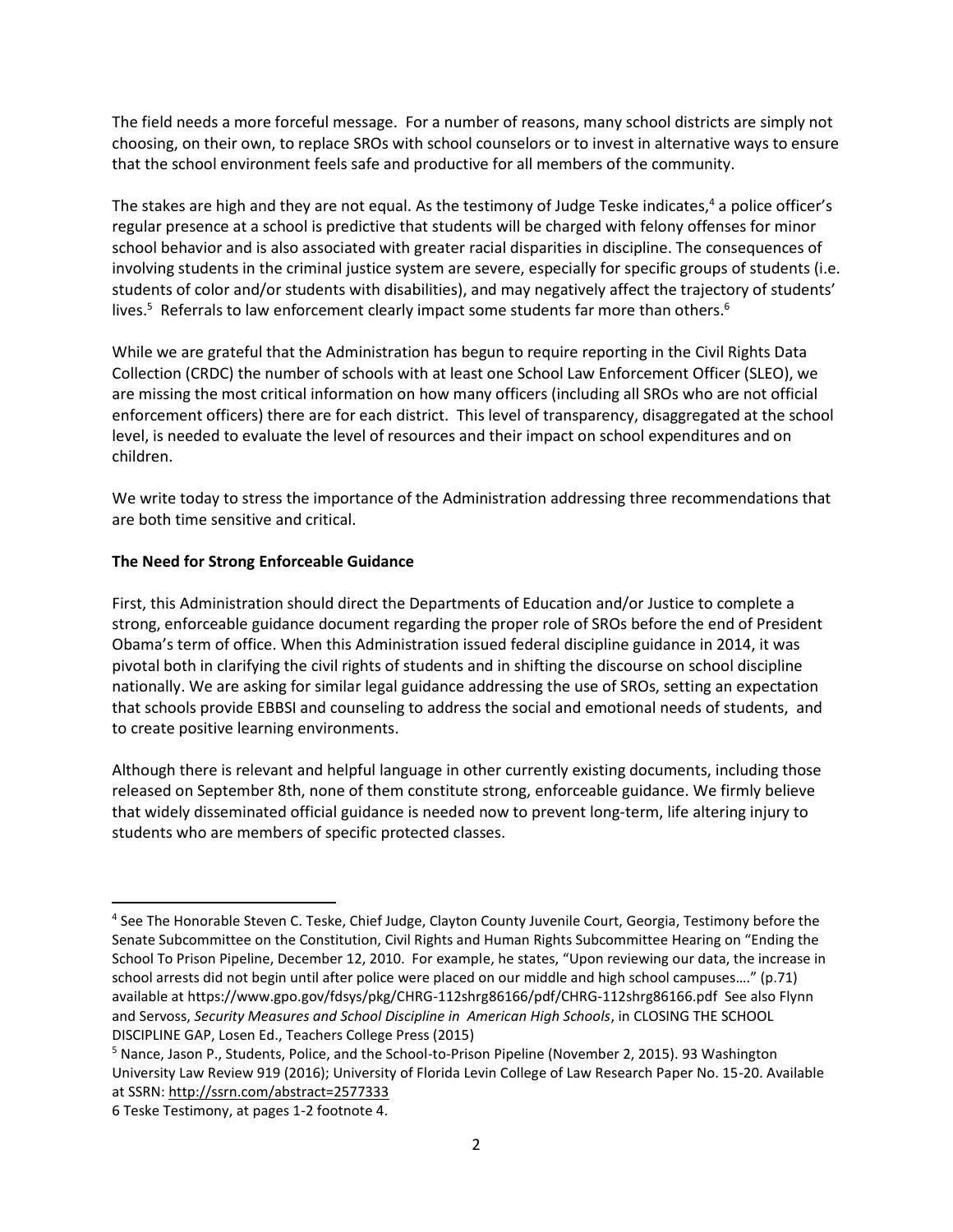The field needs a more forceful message. For a number of reasons, many school districts are simply not choosing, on their own, to replace SROs with school counselors or to invest in alternative ways to ensure that the school environment feels safe and productive for all members of the community.

The stakes are high and they are not equal. As the testimony of Judge Teske indicates,[4] a police officer's regular presence at a school is predictive that students will be charged with felony offenses for minor school behavior and is also associated with greater racial disparities in discipline. The consequences of involving students in the criminal justice system are severe, especially for specific groups of students (i.e. students of color and/or students with disabilities), and may negatively affect the trajectory of students' lives.[5] Referrals to law enforcement clearly impact some students far more than others.[6]

While we are grateful that the Administration has begun to require reporting in the Civil Rights Data Collection (CRDC) the number of schools with at least one School Law Enforcement Officer (SLEO), we are missing the most critical information on how many officers (including all SROs who are not official enforcement officers) there are for each district. This level of transparency, disaggregated at the school level, is needed to evaluate the level of resources and their impact on school expenditures and on children.

We write today to stress the importance of the Administration addressing three recommendations that are both time sensitive and critical.

**The Need for Strong Enforceable Guidance**

First, this Administration should direct the Departments of Education and/or Justice to complete a strong, enforceable guidance document regarding the proper role of SROs before the end of President Obama's term of office. When this Administration issued federal discipline guidance in 2014, it was pivotal both in clarifying the civil rights of students and in shifting the discourse on school discipline nationally. We are asking for similar legal guidance addressing the use of SROs, setting an expectation that schools provide EBBSI and counseling to address the social and emotional needs of students, and to create positive learning environments.

Although there is relevant and helpful language in other currently existing documents, including those released on September 8th, none of them constitute strong, enforceable guidance. We firmly believe that widely disseminated official guidance is needed now to prevent long-term, life altering injury to students who are members of specific protected classes.

---

[4] See The Honorable Steven C. Teske, Chief Judge, Clayton County Juvenile Court, Georgia, Testimony before the Senate Subcommittee on the Constitution, Civil Rights and Human Rights Subcommittee Hearing on "Ending the School To Prison Pipeline, December 12, 2010. For example, he states, "Upon reviewing our data, the increase in school arrests did not begin until after police were placed on our middle and high school campuses…." (p.71) available at https://www.gpo.gov/fdsys/pkg/CHRG-112shrg86166/pdf/CHRG-112shrg86166.pdf See also Flynn and Servoss, *Security Measures and School Discipline in American High Schools*, in CLOSING THE SCHOOL DISCIPLINE GAP, Losen Ed., Teachers College Press (2015)

[5] Nance, Jason P., Students, Police, and the School-to-Prison Pipeline (November 2, 2015). 93 Washington University Law Review 919 (2016); University of Florida Levin College of Law Research Paper No. 15-20. Available at SSRN: http://ssrn.com/abstract=2577333

6 Teske Testimony, at pages 1-2 footnote 4.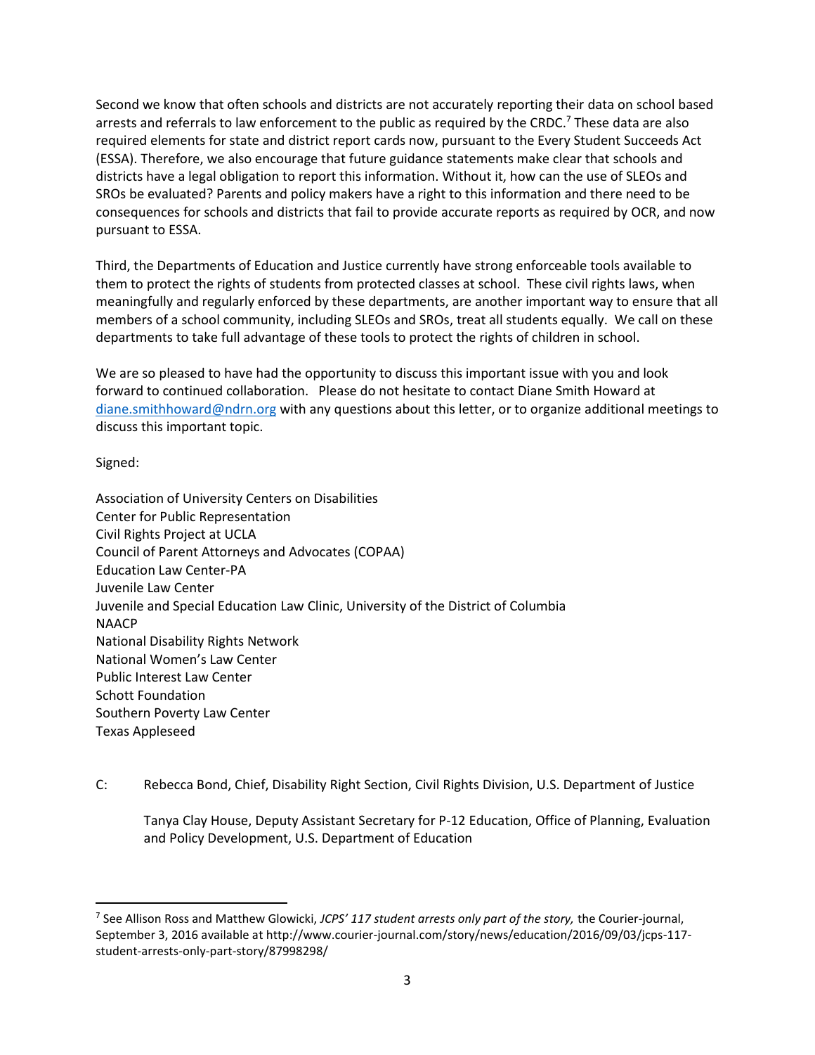Second we know that often schools and districts are not accurately reporting their data on school based arrests and referrals to law enforcement to the public as required by the CRDC.[7] These data are also required elements for state and district report cards now, pursuant to the Every Student Succeeds Act (ESSA). Therefore, we also encourage that future guidance statements make clear that schools and districts have a legal obligation to report this information. Without it, how can the use of SLEOs and SROs be evaluated? Parents and policy makers have a right to this information and there need to be consequences for schools and districts that fail to provide accurate reports as required by OCR, and now pursuant to ESSA.

Third, the Departments of Education and Justice currently have strong enforceable tools available to them to protect the rights of students from protected classes at school. These civil rights laws, when meaningfully and regularly enforced by these departments, are another important way to ensure that all members of a school community, including SLEOs and SROs, treat all students equally. We call on these departments to take full advantage of these tools to protect the rights of children in school.

We are so pleased to have had the opportunity to discuss this important issue with you and look forward to continued collaboration. Please do not hesitate to contact Diane Smith Howard at diane.smithhoward@ndrn.org with any questions about this letter, or to organize additional meetings to discuss this important topic.

Signed:

Association of University Centers on Disabilities
Center for Public Representation
Civil Rights Project at UCLA
Council of Parent Attorneys and Advocates (COPAA)
Education Law Center-PA
Juvenile Law Center
Juvenile and Special Education Law Clinic, University of the District of Columbia
NAACP
National Disability Rights Network
National Women's Law Center
Public Interest Law Center
Schott Foundation
Southern Poverty Law Center
Texas Appleseed

C: Rebecca Bond, Chief, Disability Right Section, Civil Rights Division, U.S. Department of Justice

Tanya Clay House, Deputy Assistant Secretary for P-12 Education, Office of Planning, Evaluation and Policy Development, U.S. Department of Education

---

[7] See Allison Ross and Matthew Glowicki, *JCPS' 117 student arrests only part of the story,* the Courier-journal, September 3, 2016 available at http://www.courier-journal.com/story/news/education/2016/09/03/jcps-117-student-arrests-only-part-story/87998298/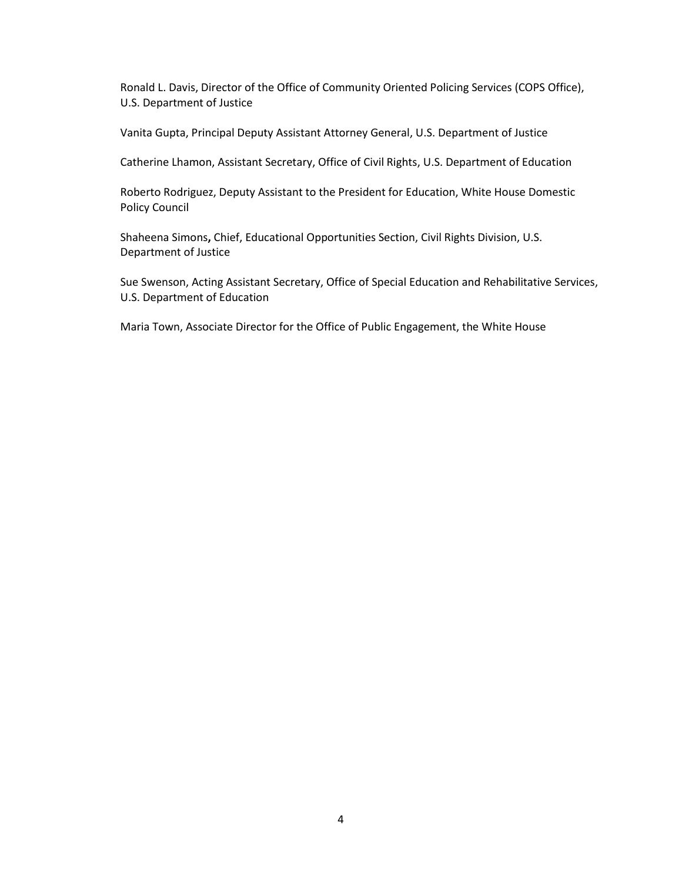Ronald L. Davis, Director of the Office of Community Oriented Policing Services (COPS Office), U.S. Department of Justice

Vanita Gupta, Principal Deputy Assistant Attorney General, U.S. Department of Justice

Catherine Lhamon, Assistant Secretary, Office of Civil Rights, U.S. Department of Education

Roberto Rodriguez, Deputy Assistant to the President for Education, White House Domestic Policy Council

Shaheena Simons**,** Chief, Educational Opportunities Section, Civil Rights Division, U.S. Department of Justice

Sue Swenson, Acting Assistant Secretary, Office of Special Education and Rehabilitative Services, U.S. Department of Education

Maria Town, Associate Director for the Office of Public Engagement, the White House